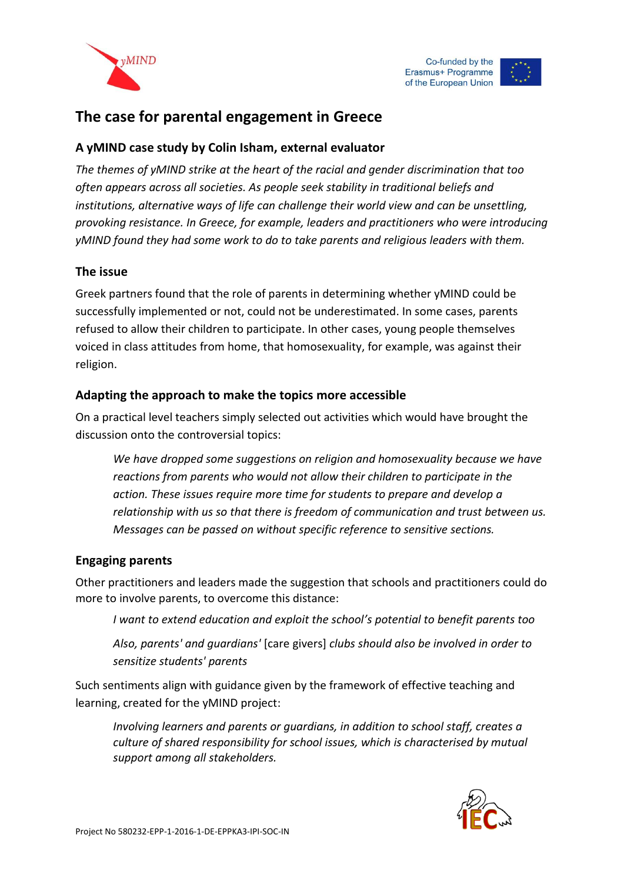## The case for parental engagement in Greece

### A yMIND case study by Colin Isham, external evaluator

*The themes of yMIND strike at the heart of the racial and gender discrimination that too often appears across all societies. As people seek stability in traditional beliefs and institutions, alternative ways of life can challenge their world view and can be unsettling, provoking resistance. In Greece, for example, leaders and practitioners who were introducing yMIND found they had some work to do to take parents and religious leaders with them.*

### The issue

Greek partners found that the role of parents in determining whether yMIND could be successfully implemented or not, could not be underestimated. In some cases, parents refused to allow their children to participate. In other cases, young people themselves voiced in class attitudes from home, that homosexuality, for example, was against their religion.

### Adapting the approach to make the topics more accessible

On a practical level teachers simply selected out activities which would have brought the discussion onto the controversial topics:

> *We have dropped some suggestions on religion and homosexuality because we have reactions from parents who would not allow their children to participate in the action. These issues require more time for students to prepare and develop a relationship with us so that there is freedom of communication and trust between us. Messages can be passed on without specific reference to sensitive sections.*

### Engaging parents

Other practitioners and leaders made the suggestion that schools and practitioners could do more to involve parents, to overcome this distance:

> *I want to extend education and exploit the school's potential to benefit parents too*
>
> *Also, parents' and guardians'* [care givers] *clubs should also be involved in order to sensitize students' parents*

Such sentiments align with guidance given by the framework of effective teaching and learning, created for the yMIND project:

> *Involving learners and parents or guardians, in addition to school staff, creates a culture of shared responsibility for school issues, which is characterised by mutual support among all stakeholders.*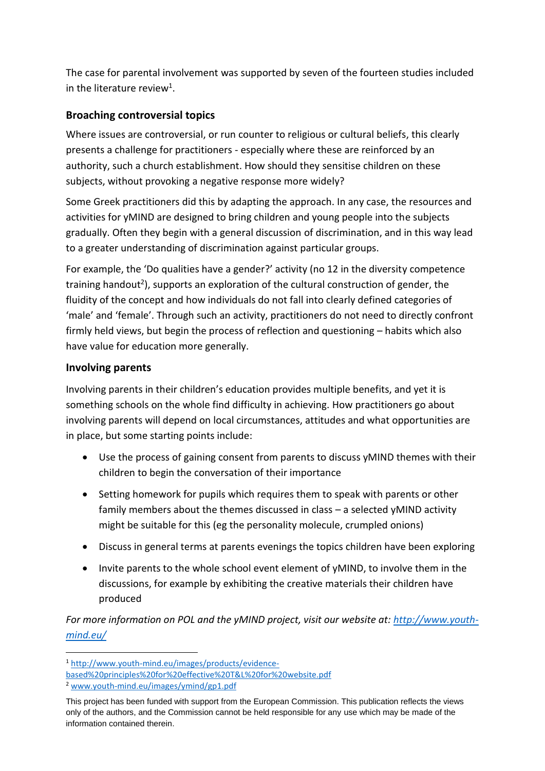The case for parental involvement was supported by seven of the fourteen studies included in the literature review[1].

## Broaching controversial topics

Where issues are controversial, or run counter to religious or cultural beliefs, this clearly presents a challenge for practitioners - especially where these are reinforced by an authority, such a church establishment. How should they sensitise children on these subjects, without provoking a negative response more widely?

Some Greek practitioners did this by adapting the approach. In any case, the resources and activities for yMIND are designed to bring children and young people into the subjects gradually. Often they begin with a general discussion of discrimination, and in this way lead to a greater understanding of discrimination against particular groups.

For example, the 'Do qualities have a gender?' activity (no 12 in the diversity competence training handout[2]), supports an exploration of the cultural construction of gender, the fluidity of the concept and how individuals do not fall into clearly defined categories of 'male' and 'female'. Through such an activity, practitioners do not need to directly confront firmly held views, but begin the process of reflection and questioning – habits which also have value for education more generally.

## Involving parents

Involving parents in their children's education provides multiple benefits, and yet it is something schools on the whole find difficulty in achieving. How practitioners go about involving parents will depend on local circumstances, attitudes and what opportunities are in place, but some starting points include:

- Use the process of gaining consent from parents to discuss yMIND themes with their children to begin the conversation of their importance
- Setting homework for pupils which requires them to speak with parents or other family members about the themes discussed in class – a selected yMIND activity might be suitable for this (eg the personality molecule, crumpled onions)
- Discuss in general terms at parents evenings the topics children have been exploring
- Invite parents to the whole school event element of yMIND, to involve them in the discussions, for example by exhibiting the creative materials their children have produced

*For more information on POL and the yMIND project, visit our website at: [http://www.youth-mind.eu/](http://www.youth-mind.eu/)*

---

[1] http://www.youth-mind.eu/images/products/evidence-based%20principles%20for%20effective%20T&L%20for%20website.pdf

[2] www.youth-mind.eu/images/ymind/gp1.pdf

This project has been funded with support from the European Commission. This publication reflects the views only of the authors, and the Commission cannot be held responsible for any use which may be made of the information contained therein.